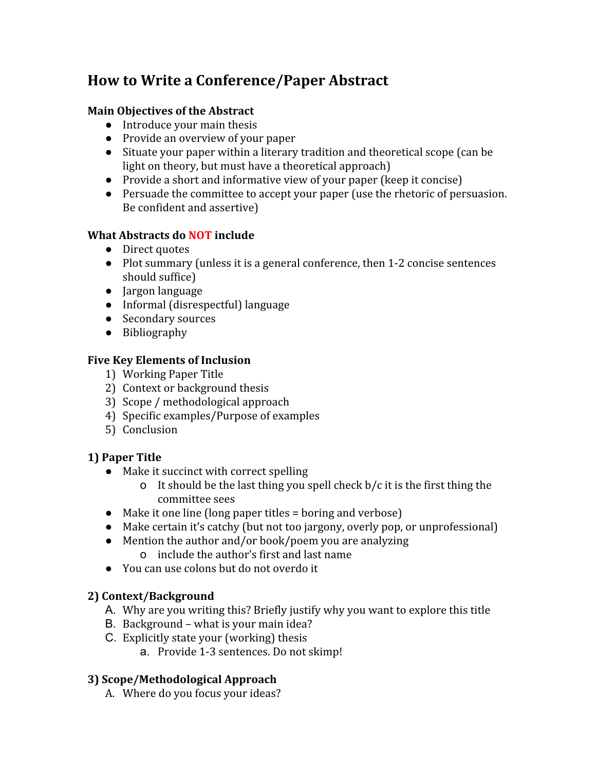# How to Write a Conference/Paper Abstract

**Main Objectives of the Abstract**

- Introduce your main thesis
- Provide an overview of your paper
- Situate your paper within a literary tradition and theoretical scope (can be light on theory, but must have a theoretical approach)
- Provide a short and informative view of your paper (keep it concise)
- Persuade the committee to accept your paper (use the rhetoric of persuasion. Be confident and assertive)

**What Abstracts do NOT include**

- Direct quotes
- Plot summary (unless it is a general conference, then 1-2 concise sentences should suffice)
- Jargon language
- Informal (disrespectful) language
- Secondary sources
- Bibliography

**Five Key Elements of Inclusion**

1) Working Paper Title
2) Context or background thesis
3) Scope / methodological approach
4) Specific examples/Purpose of examples
5) Conclusion

**1) Paper Title**

- Make it succinct with correct spelling
  - It should be the last thing you spell check b/c it is the first thing the committee sees
- Make it one line (long paper titles = boring and verbose)
- Make certain it's catchy (but not too jargony, overly pop, or unprofessional)
- Mention the author and/or book/poem you are analyzing
  - include the author's first and last name
- You can use colons but do not overdo it

**2) Context/Background**

A. Why are you writing this? Briefly justify why you want to explore this title
B. Background – what is your main idea?
C. Explicitly state your (working) thesis
   a. Provide 1-3 sentences. Do not skimp!

**3) Scope/Methodological Approach**

A. Where do you focus your ideas?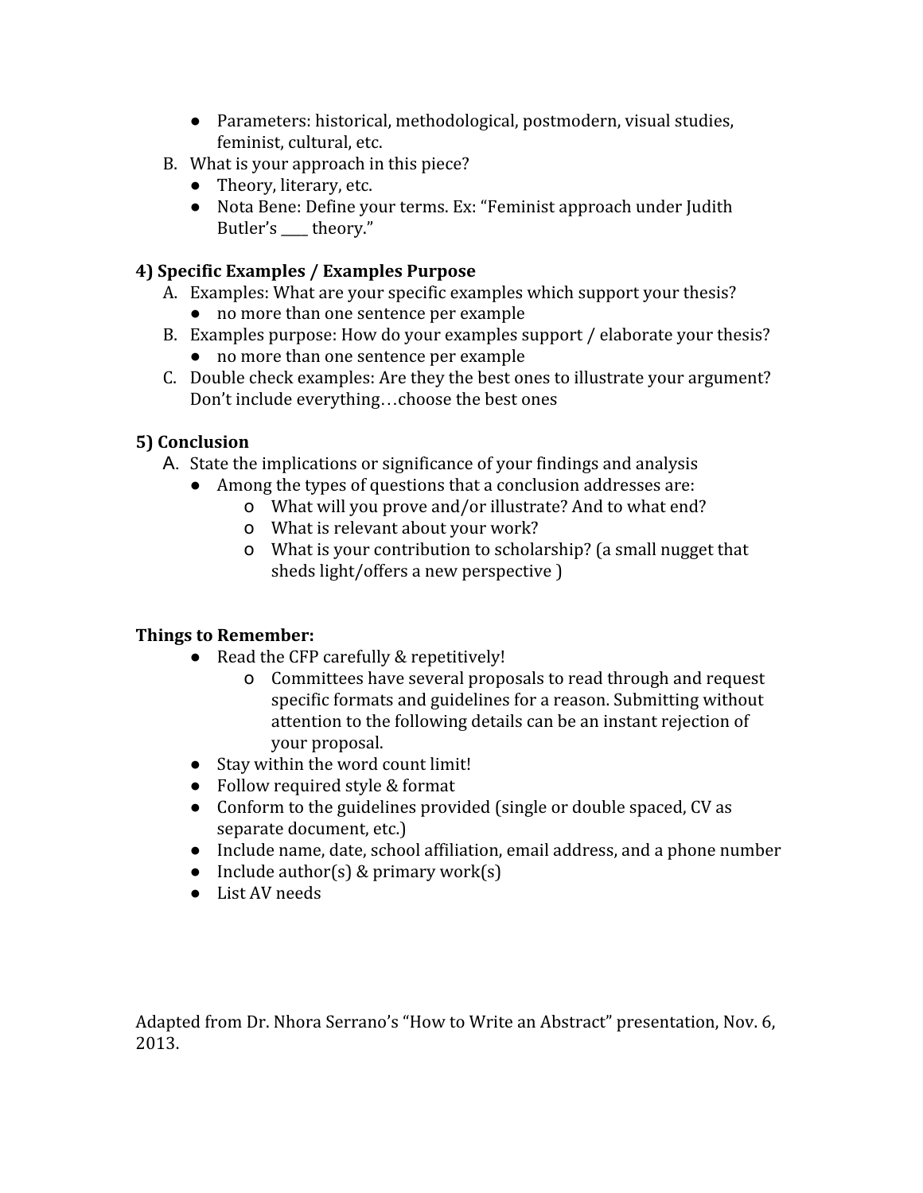- Parameters: historical, methodological, postmodern, visual studies, feminist, cultural, etc.

B. What is your approach in this piece?
   - Theory, literary, etc.
   - Nota Bene: Define your terms. Ex: "Feminist approach under Judith Butler's ____ theory."

**4) Specific Examples / Examples Purpose**

A. Examples: What are your specific examples which support your thesis?
   - no more than one sentence per example

B. Examples purpose: How do your examples support / elaborate your thesis?
   - no more than one sentence per example

C. Double check examples: Are they the best ones to illustrate your argument? Don't include everything…choose the best ones

**5) Conclusion**

A. State the implications or significance of your findings and analysis
   - Among the types of questions that a conclusion addresses are:
     - What will you prove and/or illustrate? And to what end?
     - What is relevant about your work?
     - What is your contribution to scholarship? (a small nugget that sheds light/offers a new perspective )

**Things to Remember:**

- Read the CFP carefully & repetitively!
  - Committees have several proposals to read through and request specific formats and guidelines for a reason. Submitting without attention to the following details can be an instant rejection of your proposal.
- Stay within the word count limit!
- Follow required style & format
- Conform to the guidelines provided (single or double spaced, CV as separate document, etc.)
- Include name, date, school affiliation, email address, and a phone number
- Include author(s) & primary work(s)
- List AV needs

Adapted from Dr. Nhora Serrano's "How to Write an Abstract" presentation, Nov. 6, 2013.